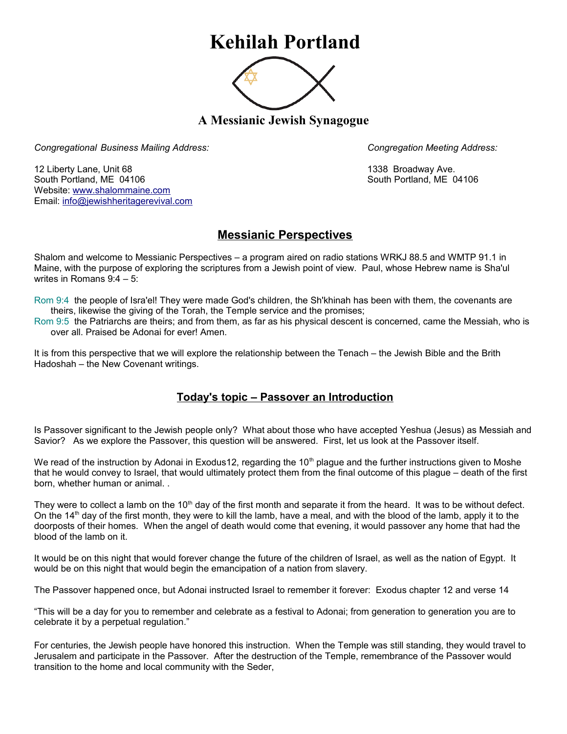# Kehilah Portland

## A Messianic Jewish Synagogue

*Congregational Business Mailing Address:*

12 Liberty Lane, Unit 68
South Portland, ME 04106
Website: www.shalommaine.com
Email: info@jewishheritagerevival.com

*Congregation Meeting Address:*

1338 Broadway Ave.
South Portland, ME 04106

## Messianic Perspectives

Shalom and welcome to Messianic Perspectives – a program aired on radio stations WRKJ 88.5 and WMTP 91.1 in Maine, with the purpose of exploring the scriptures from a Jewish point of view. Paul, whose Hebrew name is Sha'ul writes in Romans 9:4 – 5:

Rom 9:4 the people of Isra'el! They were made God's children, the Sh'khinah has been with them, the covenants are theirs, likewise the giving of the Torah, the Temple service and the promises;
Rom 9:5 the Patriarchs are theirs; and from them, as far as his physical descent is concerned, came the Messiah, who is over all. Praised be Adonai for ever! Amen.

It is from this perspective that we will explore the relationship between the Tenach – the Jewish Bible and the Brith Hadoshah – the New Covenant writings.

## Today's topic – Passover an Introduction

Is Passover significant to the Jewish people only? What about those who have accepted Yeshua (Jesus) as Messiah and Savior? As we explore the Passover, this question will be answered. First, let us look at the Passover itself.

We read of the instruction by Adonai in Exodus12, regarding the 10th plague and the further instructions given to Moshe that he would convey to Israel, that would ultimately protect them from the final outcome of this plague – death of the first born, whether human or animal. .

They were to collect a lamb on the 10th day of the first month and separate it from the heard. It was to be without defect. On the 14th day of the first month, they were to kill the lamb, have a meal, and with the blood of the lamb, apply it to the doorposts of their homes. When the angel of death would come that evening, it would passover any home that had the blood of the lamb on it.

It would be on this night that would forever change the future of the children of Israel, as well as the nation of Egypt. It would be on this night that would begin the emancipation of a nation from slavery.

The Passover happened once, but Adonai instructed Israel to remember it forever: Exodus chapter 12 and verse 14

"This will be a day for you to remember and celebrate as a festival to Adonai; from generation to generation you are to celebrate it by a perpetual regulation."

For centuries, the Jewish people have honored this instruction. When the Temple was still standing, they would travel to Jerusalem and participate in the Passover. After the destruction of the Temple, remembrance of the Passover would transition to the home and local community with the Seder,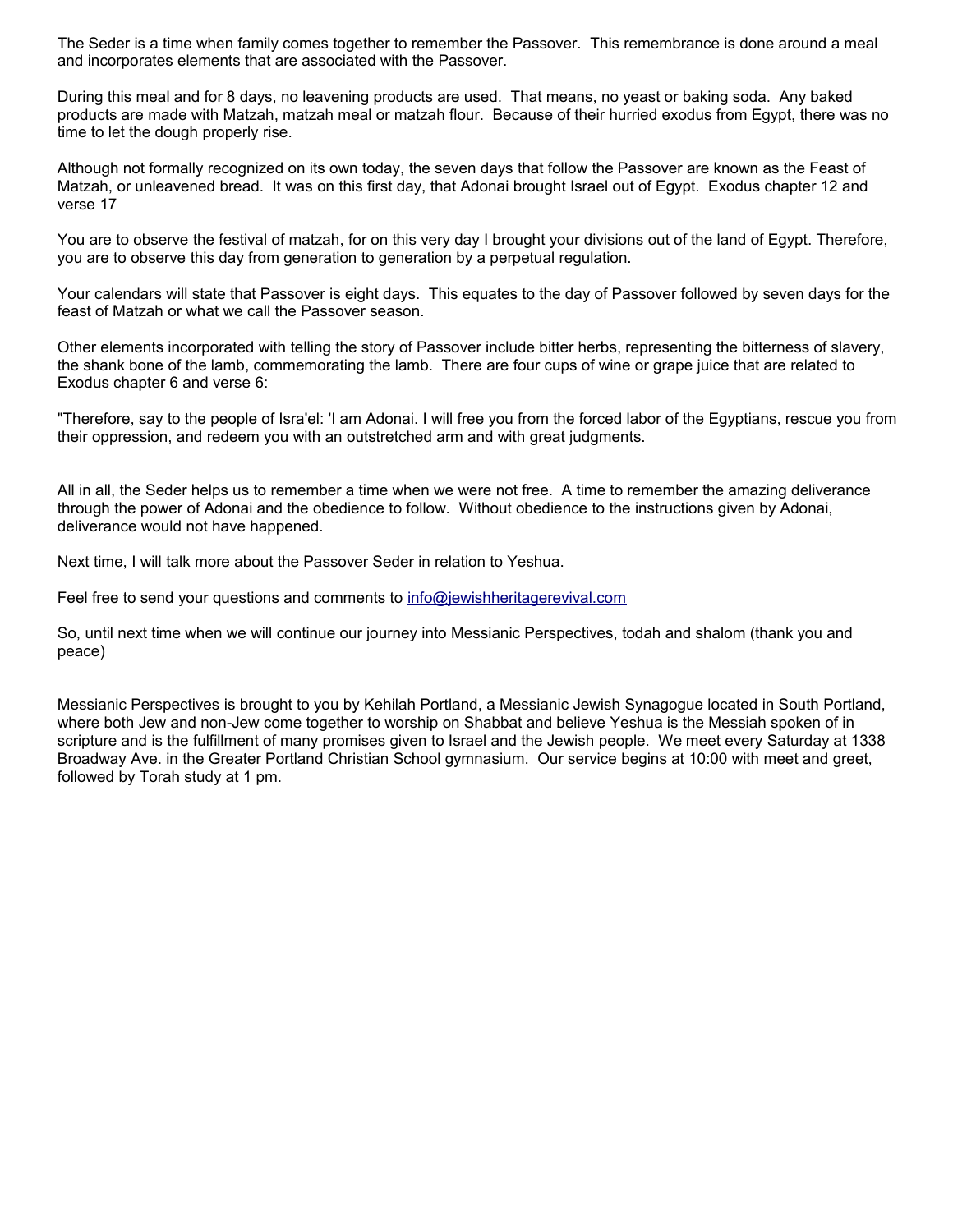The Seder is a time when family comes together to remember the Passover. This remembrance is done around a meal and incorporates elements that are associated with the Passover.

During this meal and for 8 days, no leavening products are used. That means, no yeast or baking soda. Any baked products are made with Matzah, matzah meal or matzah flour. Because of their hurried exodus from Egypt, there was no time to let the dough properly rise.

Although not formally recognized on its own today, the seven days that follow the Passover are known as the Feast of Matzah, or unleavened bread. It was on this first day, that Adonai brought Israel out of Egypt. Exodus chapter 12 and verse 17

You are to observe the festival of matzah, for on this very day I brought your divisions out of the land of Egypt. Therefore, you are to observe this day from generation to generation by a perpetual regulation.

Your calendars will state that Passover is eight days. This equates to the day of Passover followed by seven days for the feast of Matzah or what we call the Passover season.

Other elements incorporated with telling the story of Passover include bitter herbs, representing the bitterness of slavery, the shank bone of the lamb, commemorating the lamb. There are four cups of wine or grape juice that are related to Exodus chapter 6 and verse 6:

"Therefore, say to the people of Isra'el: 'I am Adonai. I will free you from the forced labor of the Egyptians, rescue you from their oppression, and redeem you with an outstretched arm and with great judgments.

All in all, the Seder helps us to remember a time when we were not free. A time to remember the amazing deliverance through the power of Adonai and the obedience to follow. Without obedience to the instructions given by Adonai, deliverance would not have happened.

Next time, I will talk more about the Passover Seder in relation to Yeshua.

Feel free to send your questions and comments to info@jewishheritagerevival.com

So, until next time when we will continue our journey into Messianic Perspectives, todah and shalom (thank you and peace)

Messianic Perspectives is brought to you by Kehilah Portland, a Messianic Jewish Synagogue located in South Portland, where both Jew and non-Jew come together to worship on Shabbat and believe Yeshua is the Messiah spoken of in scripture and is the fulfillment of many promises given to Israel and the Jewish people. We meet every Saturday at 1338 Broadway Ave. in the Greater Portland Christian School gymnasium. Our service begins at 10:00 with meet and greet, followed by Torah study at 1 pm.